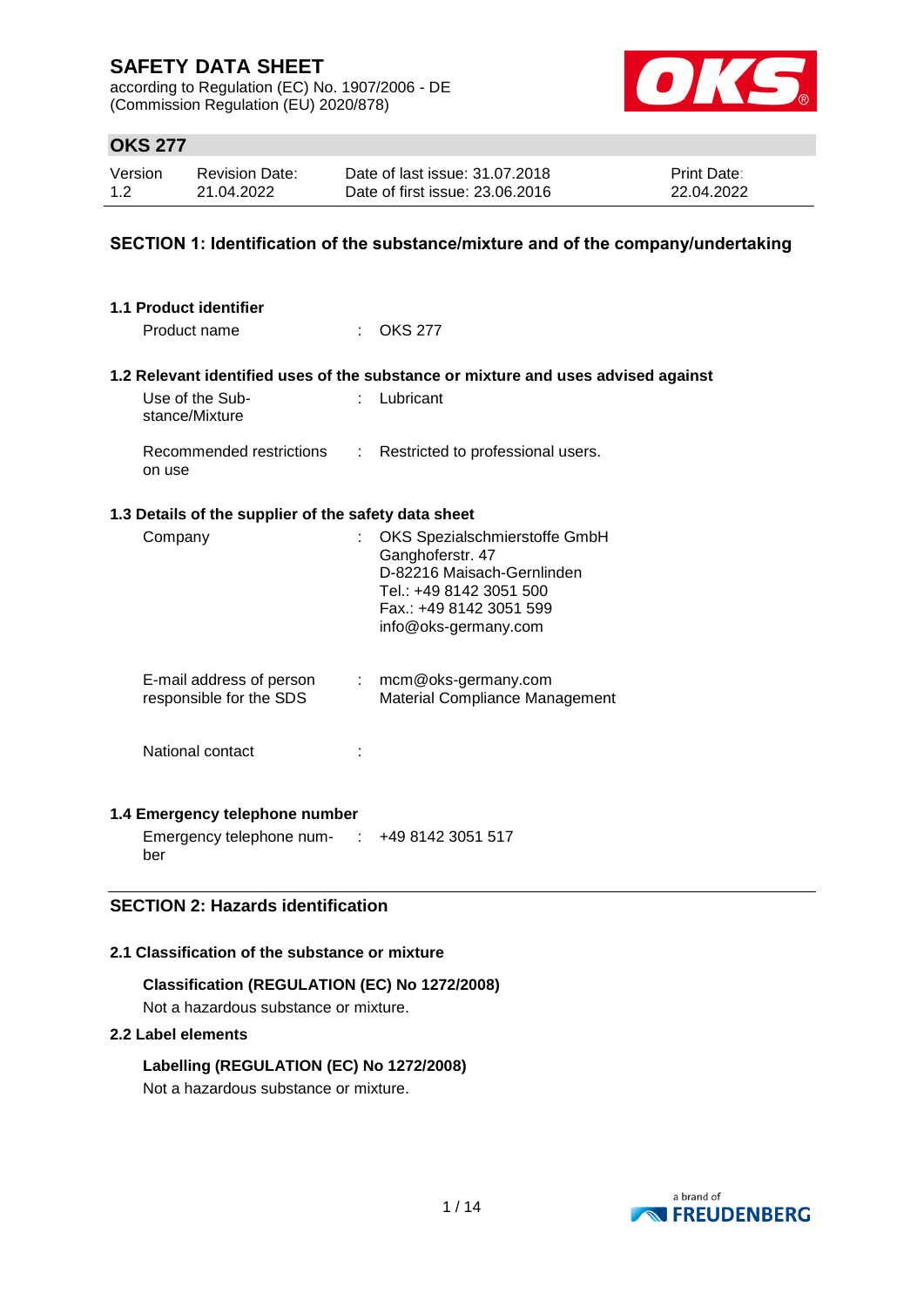# SAFETY DATA SHEET

according to Regulation (EC) No. 1907/2006 - DE
(Commission Regulation (EU) 2020/878)

## OKS 277

| Version | Revision Date: | Date of last issue: 31.07.2018 | Print Date: |
|---|---|---|---|
| 1.2 | 21.04.2022 | Date of first issue: 23.06.2016 | 22.04.2022 |

## SECTION 1: Identification of the substance/mixture and of the company/undertaking

### 1.1 Product identifier

Product name : OKS 277

### 1.2 Relevant identified uses of the substance or mixture and uses advised against

Use of the Substance/Mixture : Lubricant

Recommended restrictions on use : Restricted to professional users.

### 1.3 Details of the supplier of the safety data sheet

Company : OKS Spezialschmierstoffe GmbH
Ganghoferstr. 47
D-82216 Maisach-Gernlinden
Tel.: +49 8142 3051 500
Fax.: +49 8142 3051 599
info@oks-germany.com

E-mail address of person responsible for the SDS : mcm@oks-germany.com
Material Compliance Management

National contact :

### 1.4 Emergency telephone number

Emergency telephone number : +49 8142 3051 517

## SECTION 2: Hazards identification

### 2.1 Classification of the substance or mixture

**Classification (REGULATION (EC) No 1272/2008)**
Not a hazardous substance or mixture.

### 2.2 Label elements

**Labelling (REGULATION (EC) No 1272/2008)**
Not a hazardous substance or mixture.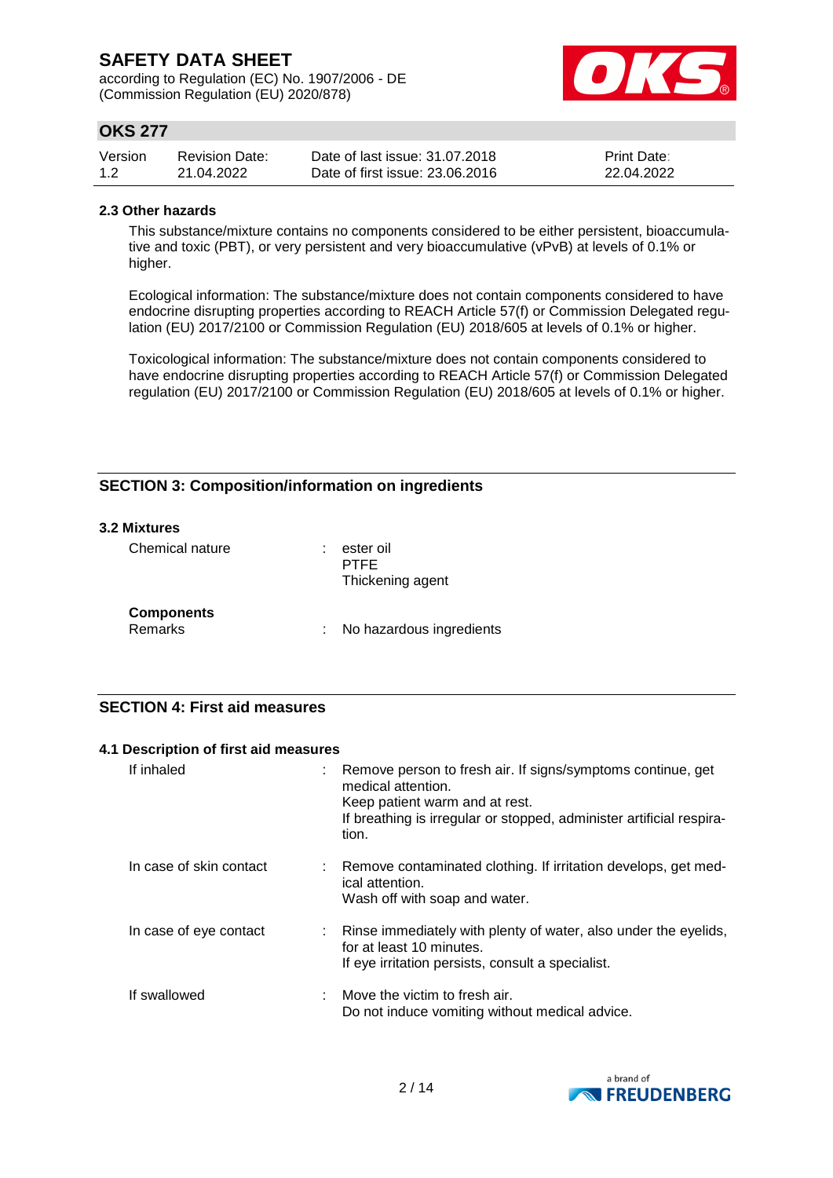### 2.3 Other hazards

This substance/mixture contains no components considered to be either persistent, bioaccumulative and toxic (PBT), or very persistent and very bioaccumulative (vPvB) at levels of 0.1% or higher.

Ecological information: The substance/mixture does not contain components considered to have endocrine disrupting properties according to REACH Article 57(f) or Commission Delegated regulation (EU) 2017/2100 or Commission Regulation (EU) 2018/605 at levels of 0.1% or higher.

Toxicological information: The substance/mixture does not contain components considered to have endocrine disrupting properties according to REACH Article 57(f) or Commission Delegated regulation (EU) 2017/2100 or Commission Regulation (EU) 2018/605 at levels of 0.1% or higher.

## SECTION 3: Composition/information on ingredients

### 3.2 Mixtures

Chemical nature : ester oil
PTFE
Thickening agent

**Components**

Remarks : No hazardous ingredients

## SECTION 4: First aid measures

### 4.1 Description of first aid measures

If inhaled : Remove person to fresh air. If signs/symptoms continue, get medical attention.
Keep patient warm and at rest.
If breathing is irregular or stopped, administer artificial respiration.

In case of skin contact : Remove contaminated clothing. If irritation develops, get medical attention.
Wash off with soap and water.

In case of eye contact : Rinse immediately with plenty of water, also under the eyelids, for at least 10 minutes.
If eye irritation persists, consult a specialist.

If swallowed : Move the victim to fresh air.
Do not induce vomiting without medical advice.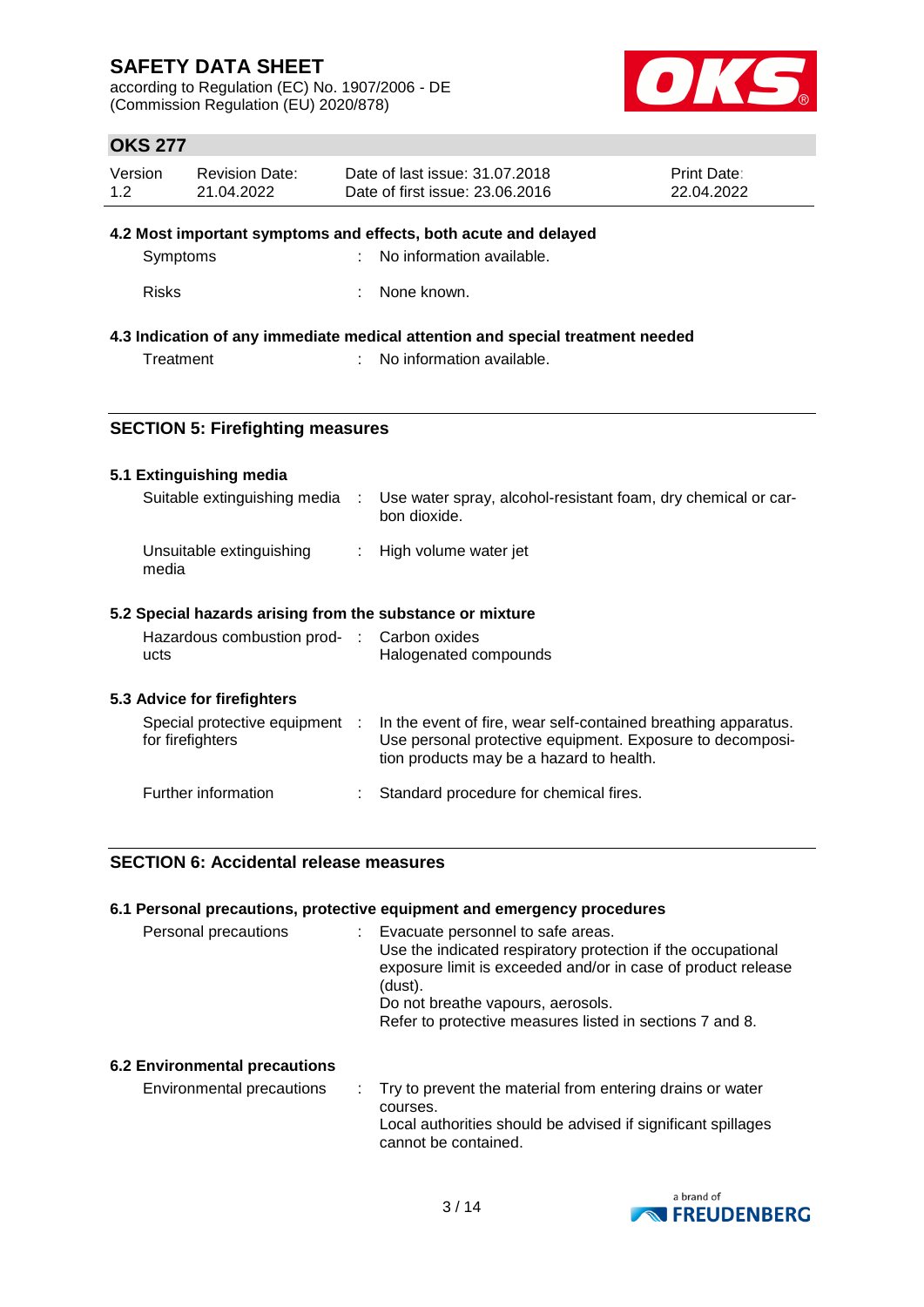### 4.2 Most important symptoms and effects, both acute and delayed

| | | |
|---|---|---|
| Symptoms | : | No information available. |
| Risks | : | None known. |

### 4.3 Indication of any immediate medical attention and special treatment needed

| | | |
|---|---|---|
| Treatment | : | No information available. |

## SECTION 5: Firefighting measures

### 5.1 Extinguishing media

| | | |
|---|---|---|
| Suitable extinguishing media | : | Use water spray, alcohol-resistant foam, dry chemical or carbon dioxide. |
| Unsuitable extinguishing media | : | High volume water jet |

### 5.2 Special hazards arising from the substance or mixture

| | | |
|---|---|---|
| Hazardous combustion products | : | Carbon oxides<br>Halogenated compounds |

### 5.3 Advice for firefighters

| | | |
|---|---|---|
| Special protective equipment for firefighters | : | In the event of fire, wear self-contained breathing apparatus. Use personal protective equipment. Exposure to decomposition products may be a hazard to health. |
| Further information | : | Standard procedure for chemical fires. |

## SECTION 6: Accidental release measures

### 6.1 Personal precautions, protective equipment and emergency procedures

| | | |
|---|---|---|
| Personal precautions | : | Evacuate personnel to safe areas.<br>Use the indicated respiratory protection if the occupational exposure limit is exceeded and/or in case of product release (dust).<br>Do not breathe vapours, aerosols.<br>Refer to protective measures listed in sections 7 and 8. |

### 6.2 Environmental precautions

| | | |
|---|---|---|
| Environmental precautions | : | Try to prevent the material from entering drains or water courses.<br>Local authorities should be advised if significant spillages cannot be contained. |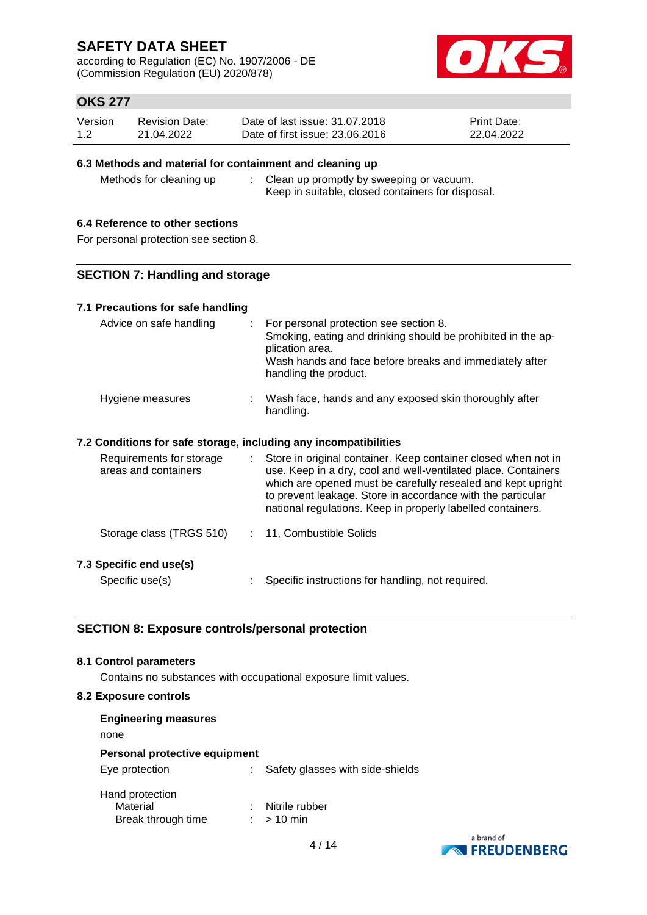### 6.3 Methods and material for containment and cleaning up

| | | |
|---|---|---|
| Methods for cleaning up | : | Clean up promptly by sweeping or vacuum. Keep in suitable, closed containers for disposal. |

### 6.4 Reference to other sections

For personal protection see section 8.

## SECTION 7: Handling and storage

### 7.1 Precautions for safe handling

| | | |
|---|---|---|
| Advice on safe handling | : | For personal protection see section 8. Smoking, eating and drinking should be prohibited in the application area. Wash hands and face before breaks and immediately after handling the product. |
| Hygiene measures | : | Wash face, hands and any exposed skin thoroughly after handling. |

### 7.2 Conditions for safe storage, including any incompatibilities

| | | |
|---|---|---|
| Requirements for storage areas and containers | : | Store in original container. Keep container closed when not in use. Keep in a dry, cool and well-ventilated place. Containers which are opened must be carefully resealed and kept upright to prevent leakage. Store in accordance with the particular national regulations. Keep in properly labelled containers. |
| Storage class (TRGS 510) | : | 11, Combustible Solids |

### 7.3 Specific end use(s)

| | | |
|---|---|---|
| Specific use(s) | : | Specific instructions for handling, not required. |

## SECTION 8: Exposure controls/personal protection

### 8.1 Control parameters

Contains no substances with occupational exposure limit values.

### 8.2 Exposure controls

**Engineering measures**

none

**Personal protective equipment**

| | | |
|---|---|---|
| Eye protection | : | Safety glasses with side-shields |
| Hand protection | | |
| Material | : | Nitrile rubber |
| Break through time | : | > 10 min |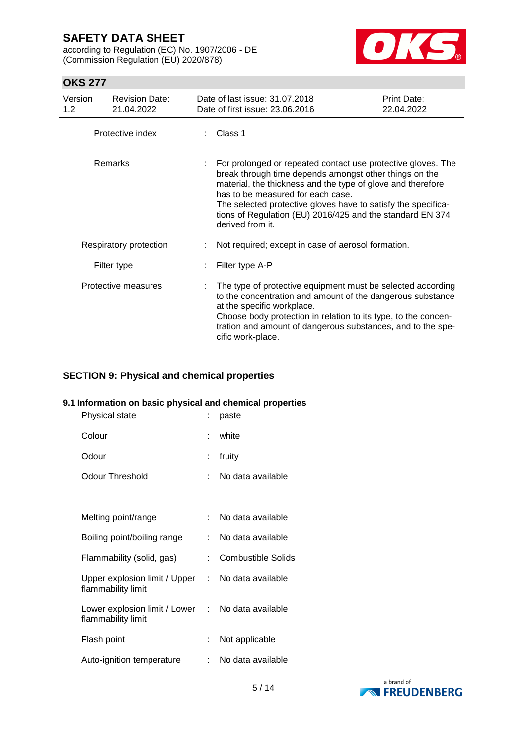| | | |
|---|---|---|
| Protective index | : | Class 1 |
| Remarks | : | For prolonged or repeated contact use protective gloves. The break through time depends amongst other things on the material, the thickness and the type of glove and therefore has to be measured for each case. The selected protective gloves have to satisfy the specifications of Regulation (EU) 2016/425 and the standard EN 374 derived from it. |
| Respiratory protection | : | Not required; except in case of aerosol formation. |
| Filter type | : | Filter type A-P |
| Protective measures | : | The type of protective equipment must be selected according to the concentration and amount of the dangerous substance at the specific workplace. Choose body protection in relation to its type, to the concentration and amount of dangerous substances, and to the specific work-place. |

## SECTION 9: Physical and chemical properties

### 9.1 Information on basic physical and chemical properties

| | | |
|---|---|---|
| Physical state | : | paste |
| Colour | : | white |
| Odour | : | fruity |
| Odour Threshold | : | No data available |
| Melting point/range | : | No data available |
| Boiling point/boiling range | : | No data available |
| Flammability (solid, gas) | : | Combustible Solids |
| Upper explosion limit / Upper flammability limit | : | No data available |
| Lower explosion limit / Lower flammability limit | : | No data available |
| Flash point | : | Not applicable |
| Auto-ignition temperature | : | No data available |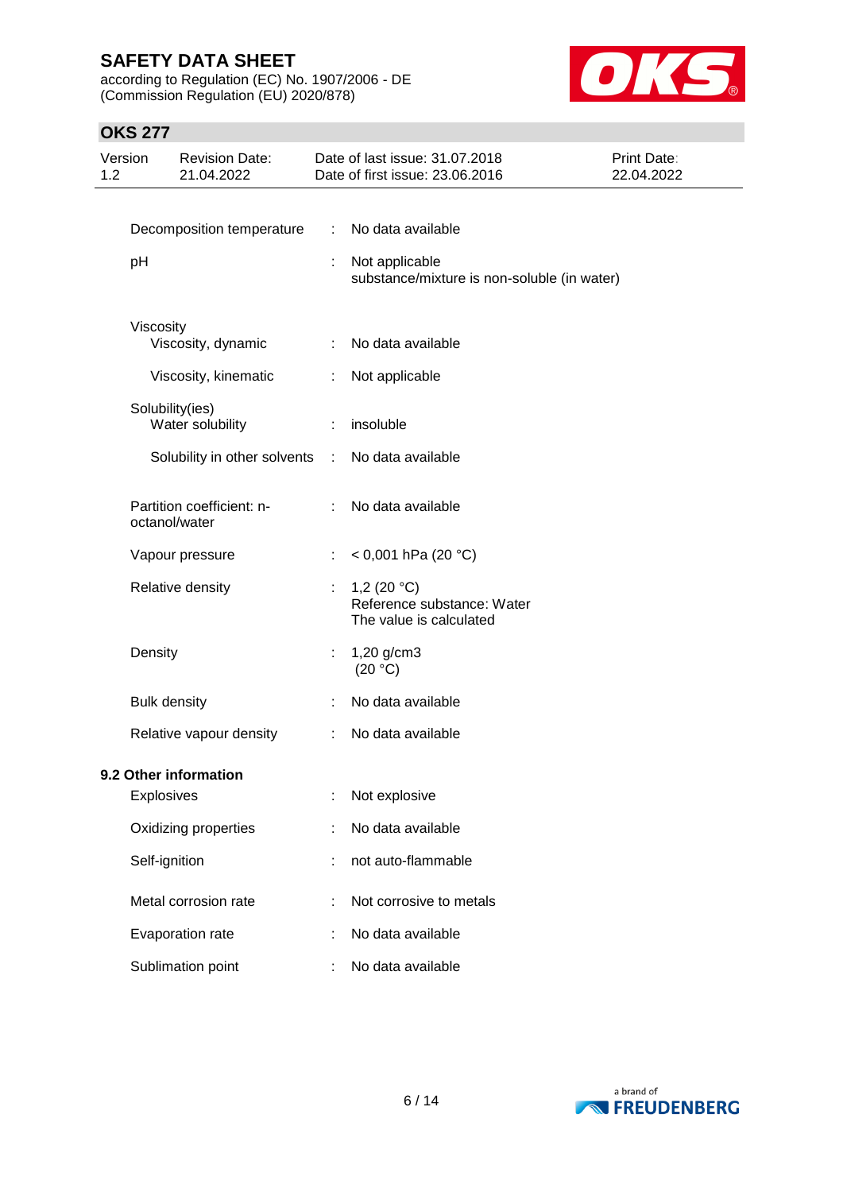| | | |
|---|---|---|
| Decomposition temperature | : | No data available |
| pH | : | Not applicable<br>substance/mixture is non-soluble (in water) |
| Viscosity | | |
| Viscosity, dynamic | : | No data available |
| Viscosity, kinematic | : | Not applicable |
| Solubility(ies) | | |
| Water solubility | : | insoluble |
| Solubility in other solvents | : | No data available |
| Partition coefficient: n-octanol/water | : | No data available |
| Vapour pressure | : | < 0,001 hPa (20 °C) |
| Relative density | : | 1,2 (20 °C)<br>Reference substance: Water<br>The value is calculated |
| Density | : | 1,20 g/cm3<br>(20 °C) |
| Bulk density | : | No data available |
| Relative vapour density | : | No data available |

**9.2 Other information**

| | | |
|---|---|---|
| Explosives | : | Not explosive |
| Oxidizing properties | : | No data available |
| Self-ignition | : | not auto-flammable |
| Metal corrosion rate | : | Not corrosive to metals |
| Evaporation rate | : | No data available |
| Sublimation point | : | No data available |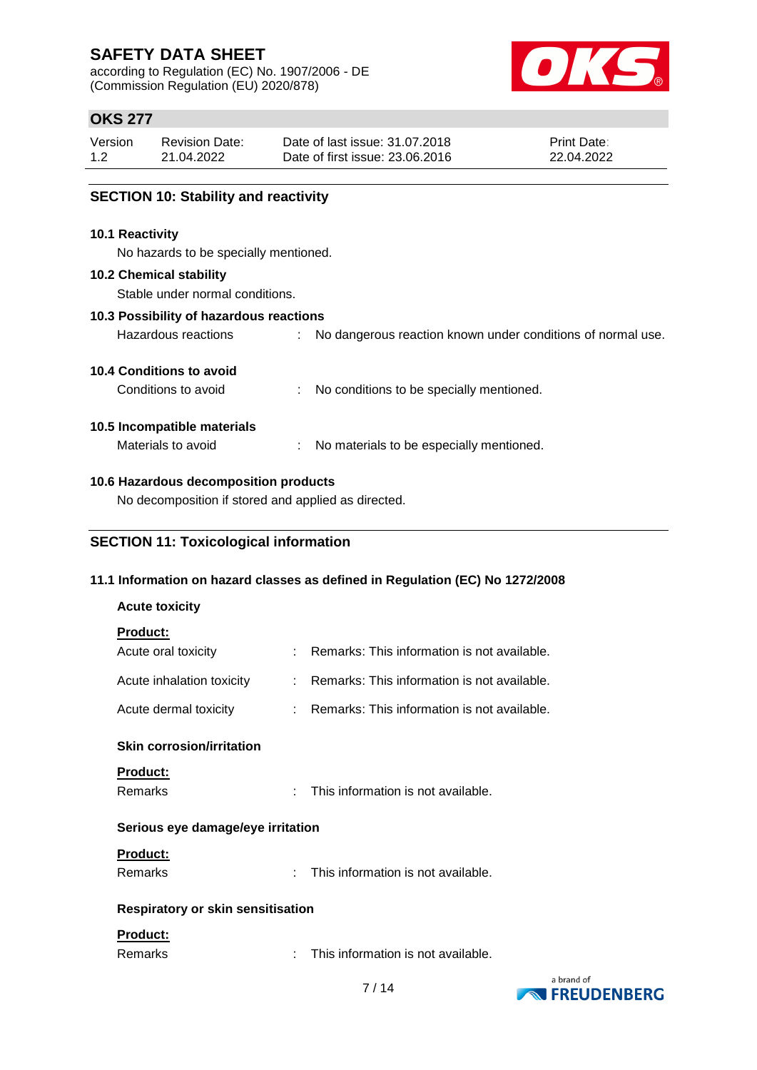## SECTION 10: Stability and reactivity

### 10.1 Reactivity

No hazards to be specially mentioned.

### 10.2 Chemical stability

Stable under normal conditions.

### 10.3 Possibility of hazardous reactions

Hazardous reactions : No dangerous reaction known under conditions of normal use.

### 10.4 Conditions to avoid

Conditions to avoid : No conditions to be specially mentioned.

### 10.5 Incompatible materials

Materials to avoid : No materials to be especially mentioned.

### 10.6 Hazardous decomposition products

No decomposition if stored and applied as directed.

## SECTION 11: Toxicological information

### 11.1 Information on hazard classes as defined in Regulation (EC) No 1272/2008

**Acute toxicity**

**Product:**

Acute oral toxicity : Remarks: This information is not available.

Acute inhalation toxicity : Remarks: This information is not available.

Acute dermal toxicity : Remarks: This information is not available.

**Skin corrosion/irritation**

**Product:**

Remarks : This information is not available.

**Serious eye damage/eye irritation**

**Product:**

Remarks : This information is not available.

**Respiratory or skin sensitisation**

**Product:**

Remarks : This information is not available.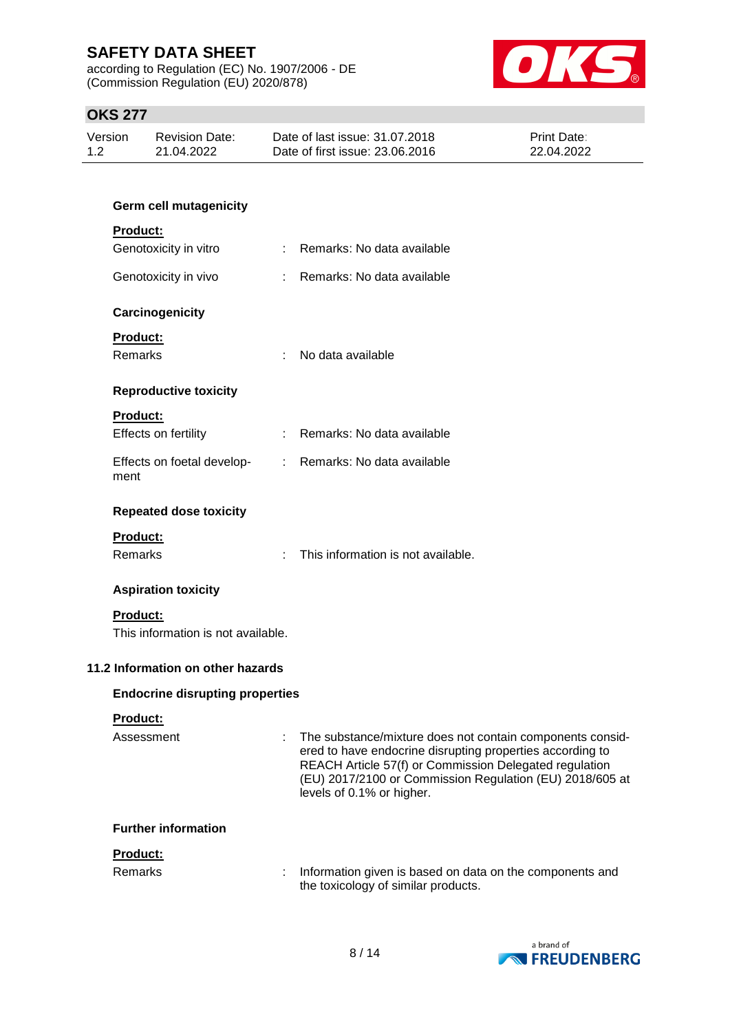**Germ cell mutagenicity**

**Product:**

| | | |
|---|---|---|
| Genotoxicity in vitro | : | Remarks: No data available |
| Genotoxicity in vivo | : | Remarks: No data available |

**Carcinogenicity**

**Product:**

| | | |
|---|---|---|
| Remarks | : | No data available |

**Reproductive toxicity**

**Product:**

| | | |
|---|---|---|
| Effects on fertility | : | Remarks: No data available |
| Effects on foetal development | : | Remarks: No data available |

**Repeated dose toxicity**

**Product:**

| | | |
|---|---|---|
| Remarks | : | This information is not available. |

**Aspiration toxicity**

**Product:**

This information is not available.

### 11.2 Information on other hazards

**Endocrine disrupting properties**

**Product:**

| | | |
|---|---|---|
| Assessment | : | The substance/mixture does not contain components considered to have endocrine disrupting properties according to REACH Article 57(f) or Commission Delegated regulation (EU) 2017/2100 or Commission Regulation (EU) 2018/605 at levels of 0.1% or higher. |

**Further information**

**Product:**

| | | |
|---|---|---|
| Remarks | : | Information given is based on data on the components and the toxicology of similar products. |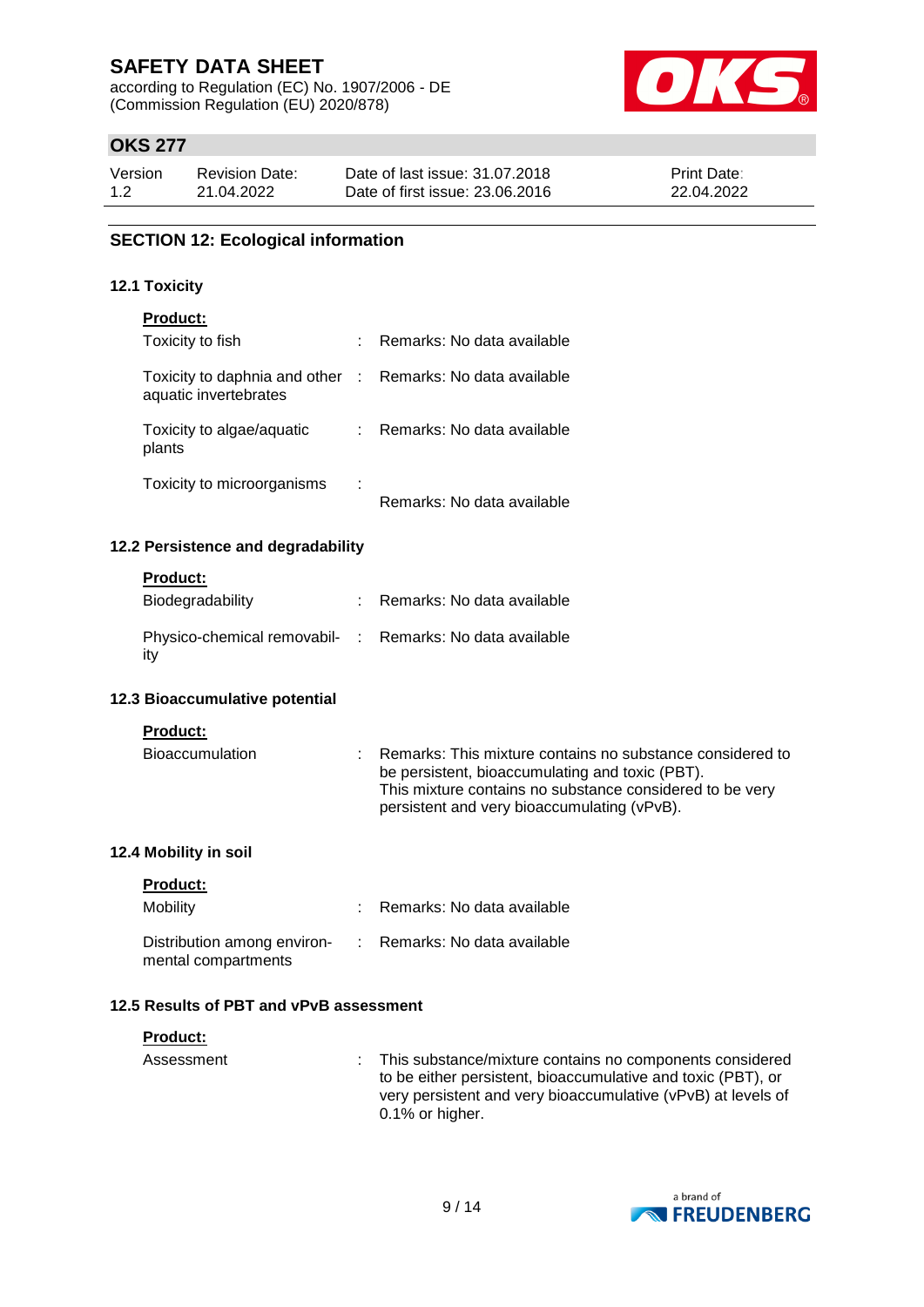## SECTION 12: Ecological information

### 12.1 Toxicity

**Product:**

| | | |
|---|---|---|
| Toxicity to fish | : | Remarks: No data available |
| Toxicity to daphnia and other aquatic invertebrates | : | Remarks: No data available |
| Toxicity to algae/aquatic plants | : | Remarks: No data available |
| Toxicity to microorganisms | : | Remarks: No data available |

### 12.2 Persistence and degradability

**Product:**

| | | |
|---|---|---|
| Biodegradability | : | Remarks: No data available |
| Physico-chemical removability | : | Remarks: No data available |

### 12.3 Bioaccumulative potential

**Product:**

| | | |
|---|---|---|
| Bioaccumulation | : | Remarks: This mixture contains no substance considered to be persistent, bioaccumulating and toxic (PBT). This mixture contains no substance considered to be very persistent and very bioaccumulating (vPvB). |

### 12.4 Mobility in soil

**Product:**

| | | |
|---|---|---|
| Mobility | : | Remarks: No data available |
| Distribution among environmental compartments | : | Remarks: No data available |

### 12.5 Results of PBT and vPvB assessment

**Product:**

| | | |
|---|---|---|
| Assessment | : | This substance/mixture contains no components considered to be either persistent, bioaccumulative and toxic (PBT), or very persistent and very bioaccumulative (vPvB) at levels of 0.1% or higher. |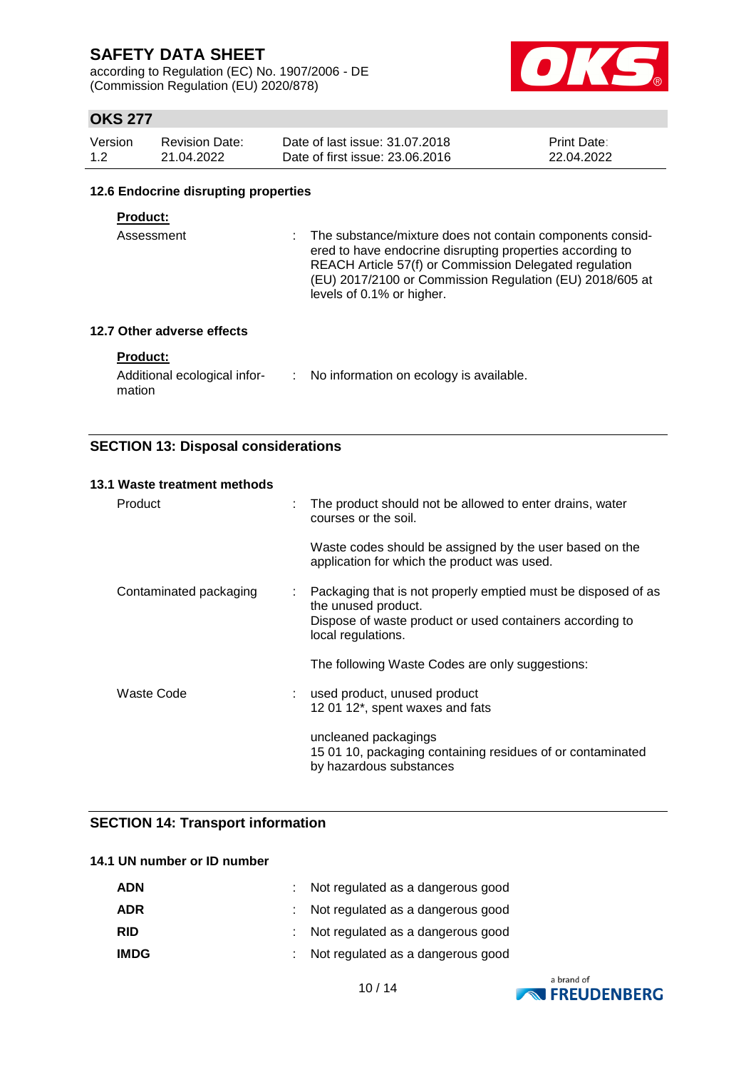### 12.6 Endocrine disrupting properties

**Product:**

| | |
|---|---|
| Assessment | : The substance/mixture does not contain components considered to have endocrine disrupting properties according to REACH Article 57(f) or Commission Delegated regulation (EU) 2017/2100 or Commission Regulation (EU) 2018/605 at levels of 0.1% or higher. |

### 12.7 Other adverse effects

**Product:**

| | |
|---|---|
| Additional ecological information | : No information on ecology is available. |

## SECTION 13: Disposal considerations

### 13.1 Waste treatment methods

| | |
|---|---|
| Product | : The product should not be allowed to enter drains, water courses or the soil.<br><br>Waste codes should be assigned by the user based on the application for which the product was used. |
| Contaminated packaging | : Packaging that is not properly emptied must be disposed of as the unused product.<br>Dispose of waste product or used containers according to local regulations.<br><br>The following Waste Codes are only suggestions: |
| Waste Code | : used product, unused product<br>12 01 12*, spent waxes and fats<br><br>uncleaned packagings<br>15 01 10, packaging containing residues of or contaminated by hazardous substances |

## SECTION 14: Transport information

### 14.1 UN number or ID number

| | |
|---|---|
| **ADN** | : Not regulated as a dangerous good |
| **ADR** | : Not regulated as a dangerous good |
| **RID** | : Not regulated as a dangerous good |
| **IMDG** | : Not regulated as a dangerous good |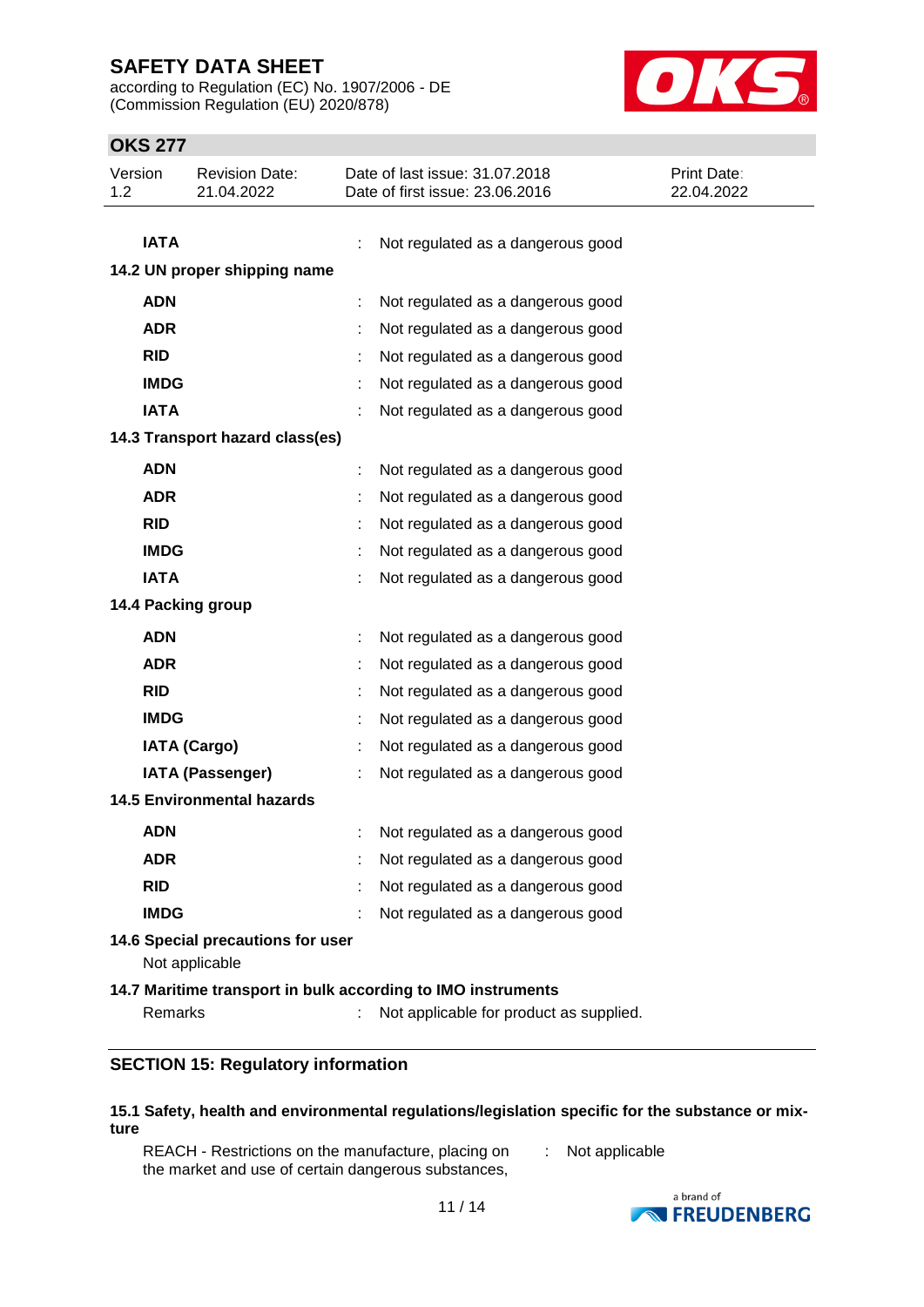| | | |
|---|---|---|
| **IATA** | : | Not regulated as a dangerous good |

**14.2 UN proper shipping name**

| | | |
|---|---|---|
| **ADN** | : | Not regulated as a dangerous good |
| **ADR** | : | Not regulated as a dangerous good |
| **RID** | : | Not regulated as a dangerous good |
| **IMDG** | : | Not regulated as a dangerous good |
| **IATA** | : | Not regulated as a dangerous good |

**14.3 Transport hazard class(es)**

| | | |
|---|---|---|
| **ADN** | : | Not regulated as a dangerous good |
| **ADR** | : | Not regulated as a dangerous good |
| **RID** | : | Not regulated as a dangerous good |
| **IMDG** | : | Not regulated as a dangerous good |
| **IATA** | : | Not regulated as a dangerous good |

**14.4 Packing group**

| | | |
|---|---|---|
| **ADN** | : | Not regulated as a dangerous good |
| **ADR** | : | Not regulated as a dangerous good |
| **RID** | : | Not regulated as a dangerous good |
| **IMDG** | : | Not regulated as a dangerous good |
| **IATA (Cargo)** | : | Not regulated as a dangerous good |
| **IATA (Passenger)** | : | Not regulated as a dangerous good |

**14.5 Environmental hazards**

| | | |
|---|---|---|
| **ADN** | : | Not regulated as a dangerous good |
| **ADR** | : | Not regulated as a dangerous good |
| **RID** | : | Not regulated as a dangerous good |
| **IMDG** | : | Not regulated as a dangerous good |

**14.6 Special precautions for user**

Not applicable

**14.7 Maritime transport in bulk according to IMO instruments**

Remarks : Not applicable for product as supplied.

## SECTION 15: Regulatory information

**15.1 Safety, health and environmental regulations/legislation specific for the substance or mixture**

REACH - Restrictions on the manufacture, placing on the market and use of certain dangerous substances, : Not applicable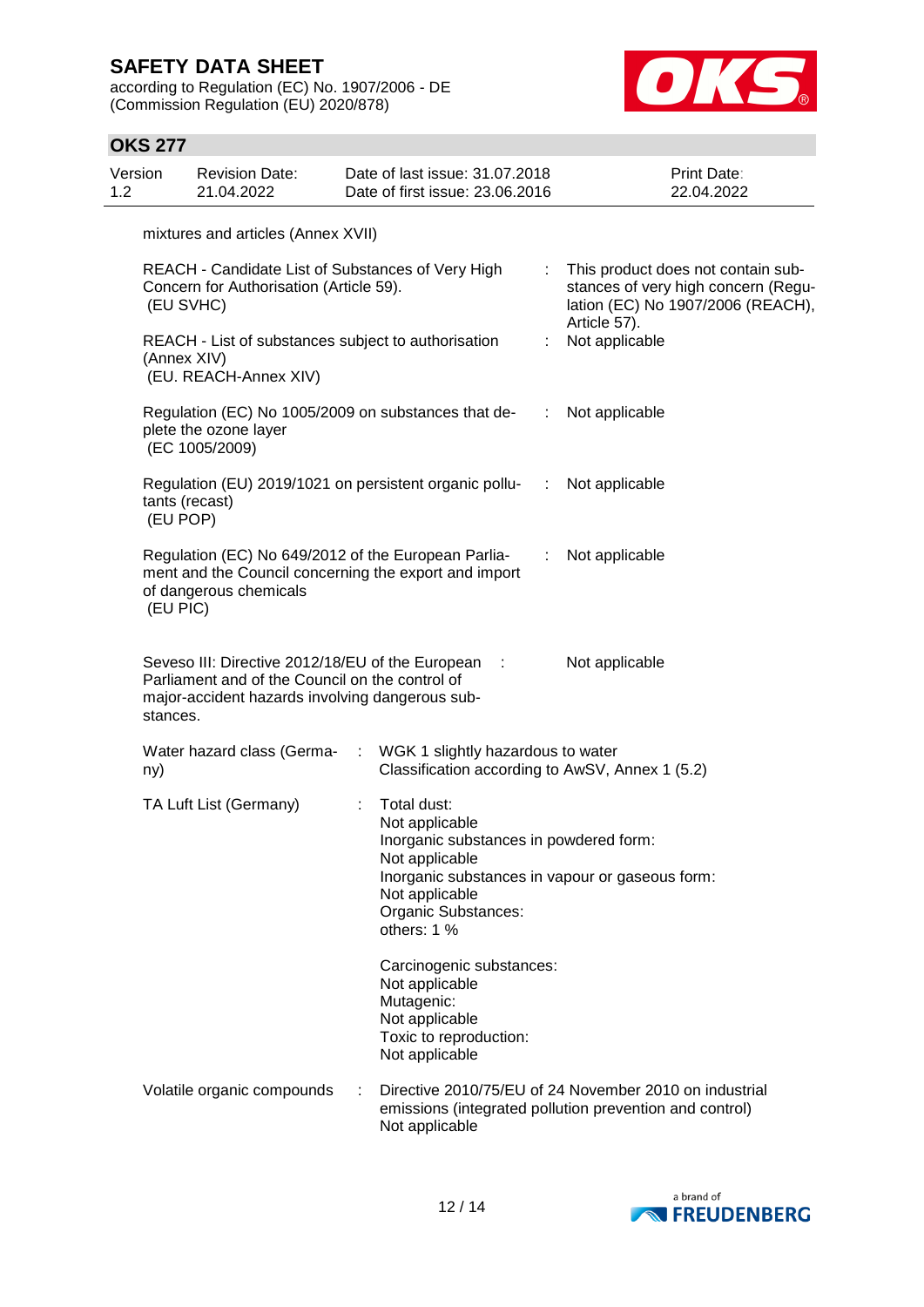mixtures and articles (Annex XVII)

| | | |
|---|---|---|
| REACH - Candidate List of Substances of Very High Concern for Authorisation (Article 59). (EU SVHC) | : | This product does not contain substances of very high concern (Regulation (EC) No 1907/2006 (REACH), Article 57). |
| REACH - List of substances subject to authorisation (Annex XIV) (EU. REACH-Annex XIV) | : | Not applicable |
| Regulation (EC) No 1005/2009 on substances that deplete the ozone layer (EC 1005/2009) | : | Not applicable |
| Regulation (EU) 2019/1021 on persistent organic pollutants (recast) (EU POP) | : | Not applicable |
| Regulation (EC) No 649/2012 of the European Parliament and the Council concerning the export and import of dangerous chemicals (EU PIC) | : | Not applicable |
| Seveso III: Directive 2012/18/EU of the European Parliament and of the Council on the control of major-accident hazards involving dangerous substances. | : | Not applicable |

| | | |
|---|---|---|
| Water hazard class (Germany) | : | WGK 1 slightly hazardous to water<br>Classification according to AwSV, Annex 1 (5.2) |
| TA Luft List (Germany) | : | Total dust:<br>Not applicable<br>Inorganic substances in powdered form:<br>Not applicable<br>Inorganic substances in vapour or gaseous form:<br>Not applicable<br>Organic Substances:<br>others: 1 %<br><br>Carcinogenic substances:<br>Not applicable<br>Mutagenic:<br>Not applicable<br>Toxic to reproduction:<br>Not applicable |
| Volatile organic compounds | : | Directive 2010/75/EU of 24 November 2010 on industrial emissions (integrated pollution prevention and control)<br>Not applicable |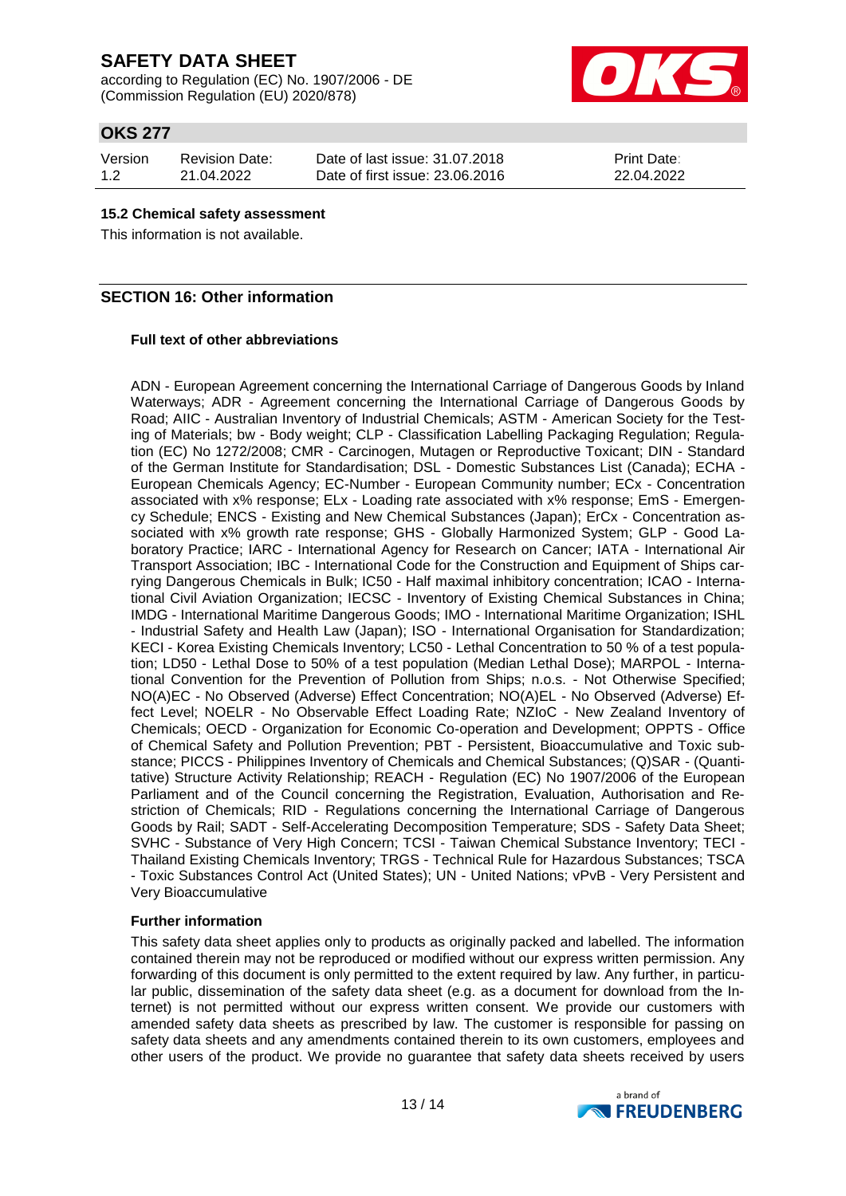### 15.2 Chemical safety assessment

This information is not available.

## SECTION 16: Other information

### Full text of other abbreviations

ADN - European Agreement concerning the International Carriage of Dangerous Goods by Inland Waterways; ADR - Agreement concerning the International Carriage of Dangerous Goods by Road; AIIC - Australian Inventory of Industrial Chemicals; ASTM - American Society for the Testing of Materials; bw - Body weight; CLP - Classification Labelling Packaging Regulation; Regulation (EC) No 1272/2008; CMR - Carcinogen, Mutagen or Reproductive Toxicant; DIN - Standard of the German Institute for Standardisation; DSL - Domestic Substances List (Canada); ECHA - European Chemicals Agency; EC-Number - European Community number; ECx - Concentration associated with x% response; ELx - Loading rate associated with x% response; EmS - Emergency Schedule; ENCS - Existing and New Chemical Substances (Japan); ErCx - Concentration associated with x% growth rate response; GHS - Globally Harmonized System; GLP - Good Laboratory Practice; IARC - International Agency for Research on Cancer; IATA - International Air Transport Association; IBC - International Code for the Construction and Equipment of Ships carrying Dangerous Chemicals in Bulk; IC50 - Half maximal inhibitory concentration; ICAO - International Civil Aviation Organization; IECSC - Inventory of Existing Chemical Substances in China; IMDG - International Maritime Dangerous Goods; IMO - International Maritime Organization; ISHL - Industrial Safety and Health Law (Japan); ISO - International Organisation for Standardization; KECI - Korea Existing Chemicals Inventory; LC50 - Lethal Concentration to 50 % of a test population; LD50 - Lethal Dose to 50% of a test population (Median Lethal Dose); MARPOL - International Convention for the Prevention of Pollution from Ships; n.o.s. - Not Otherwise Specified; NO(A)EC - No Observed (Adverse) Effect Concentration; NO(A)EL - No Observed (Adverse) Effect Level; NOELR - No Observable Effect Loading Rate; NZIoC - New Zealand Inventory of Chemicals; OECD - Organization for Economic Co-operation and Development; OPPTS - Office of Chemical Safety and Pollution Prevention; PBT - Persistent, Bioaccumulative and Toxic substance; PICCS - Philippines Inventory of Chemicals and Chemical Substances; (Q)SAR - (Quantitative) Structure Activity Relationship; REACH - Regulation (EC) No 1907/2006 of the European Parliament and of the Council concerning the Registration, Evaluation, Authorisation and Restriction of Chemicals; RID - Regulations concerning the International Carriage of Dangerous Goods by Rail; SADT - Self-Accelerating Decomposition Temperature; SDS - Safety Data Sheet; SVHC - Substance of Very High Concern; TCSI - Taiwan Chemical Substance Inventory; TECI - Thailand Existing Chemicals Inventory; TRGS - Technical Rule for Hazardous Substances; TSCA - Toxic Substances Control Act (United States); UN - United Nations; vPvB - Very Persistent and Very Bioaccumulative

### Further information

This safety data sheet applies only to products as originally packed and labelled. The information contained therein may not be reproduced or modified without our express written permission. Any forwarding of this document is only permitted to the extent required by law. Any further, in particular public, dissemination of the safety data sheet (e.g. as a document for download from the Internet) is not permitted without our express written consent. We provide our customers with amended safety data sheets as prescribed by law. The customer is responsible for passing on safety data sheets and any amendments contained therein to its own customers, employees and other users of the product. We provide no guarantee that safety data sheets received by users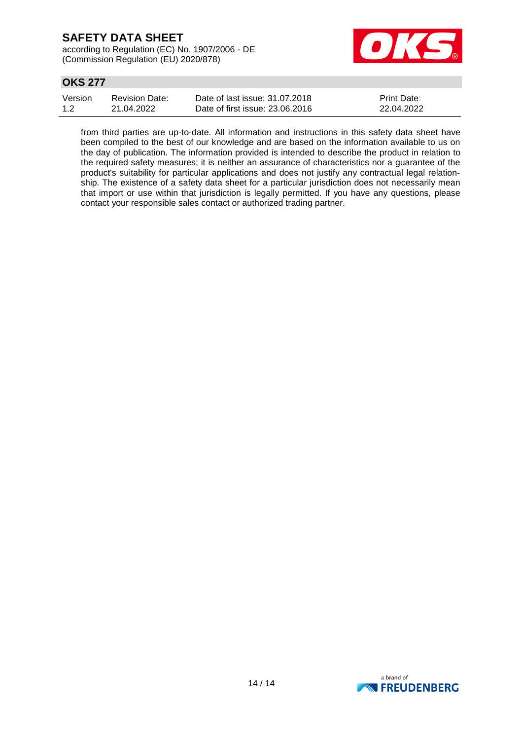from third parties are up-to-date. All information and instructions in this safety data sheet have been compiled to the best of our knowledge and are based on the information available to us on the day of publication. The information provided is intended to describe the product in relation to the required safety measures; it is neither an assurance of characteristics nor a guarantee of the product's suitability for particular applications and does not justify any contractual legal relationship. The existence of a safety data sheet for a particular jurisdiction does not necessarily mean that import or use within that jurisdiction is legally permitted. If you have any questions, please contact your responsible sales contact or authorized trading partner.